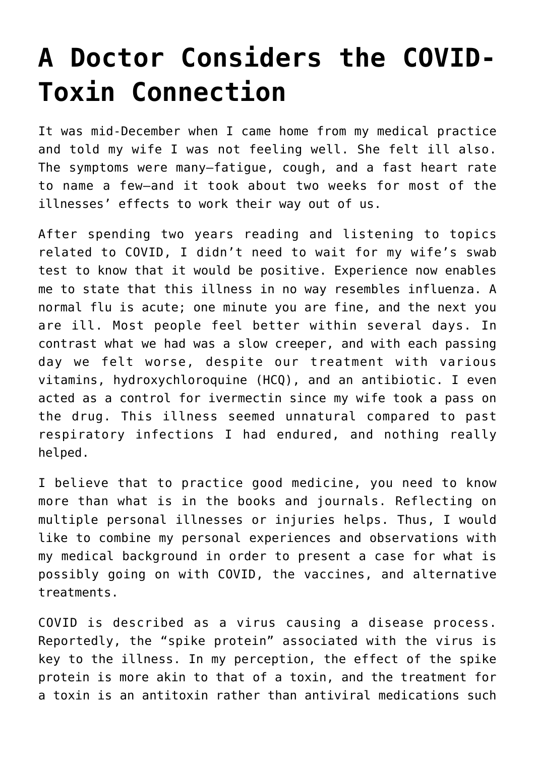# A Doctor Considers the COVID-Toxin Connection

It was mid-December when I came home from my medical practice and told my wife I was not feeling well. She felt ill also. The symptoms were many—fatigue, cough, and a fast heart rate to name a few—and it took about two weeks for most of the illnesses' effects to work their way out of us.

After spending two years reading and listening to topics related to COVID, I didn't need to wait for my wife's swab test to know that it would be positive. Experience now enables me to state that this illness in no way resembles influenza. A normal flu is acute; one minute you are fine, and the next you are ill. Most people feel better within several days. In contrast what we had was a slow creeper, and with each passing day we felt worse, despite our treatment with various vitamins, hydroxychloroquine (HCQ), and an antibiotic. I even acted as a control for ivermectin since my wife took a pass on the drug. This illness seemed unnatural compared to past respiratory infections I had endured, and nothing really helped.

I believe that to practice good medicine, you need to know more than what is in the books and journals. Reflecting on multiple personal illnesses or injuries helps. Thus, I would like to combine my personal experiences and observations with my medical background in order to present a case for what is possibly going on with COVID, the vaccines, and alternative treatments.

COVID is described as a virus causing a disease process. Reportedly, the "spike protein" associated with the virus is key to the illness. In my perception, the effect of the spike protein is more akin to that of a toxin, and the treatment for a toxin is an antitoxin rather than antiviral medications such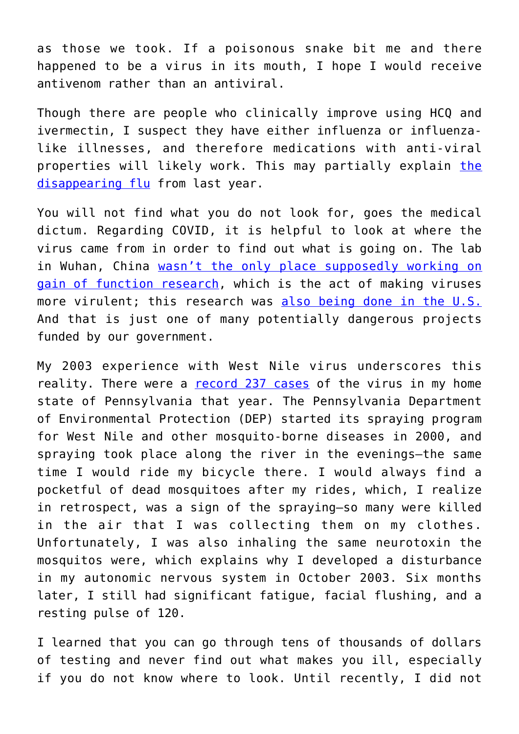as those we took. If a poisonous snake bit me and there happened to be a virus in its mouth, I hope I would receive antivenom rather than an antiviral.

Though there are people who clinically improve using HCQ and ivermectin, I suspect they have either influenza or influenza-like illnesses, and therefore medications with anti-viral properties will likely work. This may partially explain the disappearing flu from last year.

You will not find what you do not look for, goes the medical dictum. Regarding COVID, it is helpful to look at where the virus came from in order to find out what is going on. The lab in Wuhan, China wasn't the only place supposedly working on gain of function research, which is the act of making viruses more virulent; this research was also being done in the U.S. And that is just one of many potentially dangerous projects funded by our government.

My 2003 experience with West Nile virus underscores this reality. There were a record 237 cases of the virus in my home state of Pennsylvania that year. The Pennsylvania Department of Environmental Protection (DEP) started its spraying program for West Nile and other mosquito-borne diseases in 2000, and spraying took place along the river in the evenings—the same time I would ride my bicycle there. I would always find a pocketful of dead mosquitoes after my rides, which, I realize in retrospect, was a sign of the spraying—so many were killed in the air that I was collecting them on my clothes. Unfortunately, I was also inhaling the same neurotoxin the mosquitos were, which explains why I developed a disturbance in my autonomic nervous system in October 2003. Six months later, I still had significant fatigue, facial flushing, and a resting pulse of 120.

I learned that you can go through tens of thousands of dollars of testing and never find out what makes you ill, especially if you do not know where to look. Until recently, I did not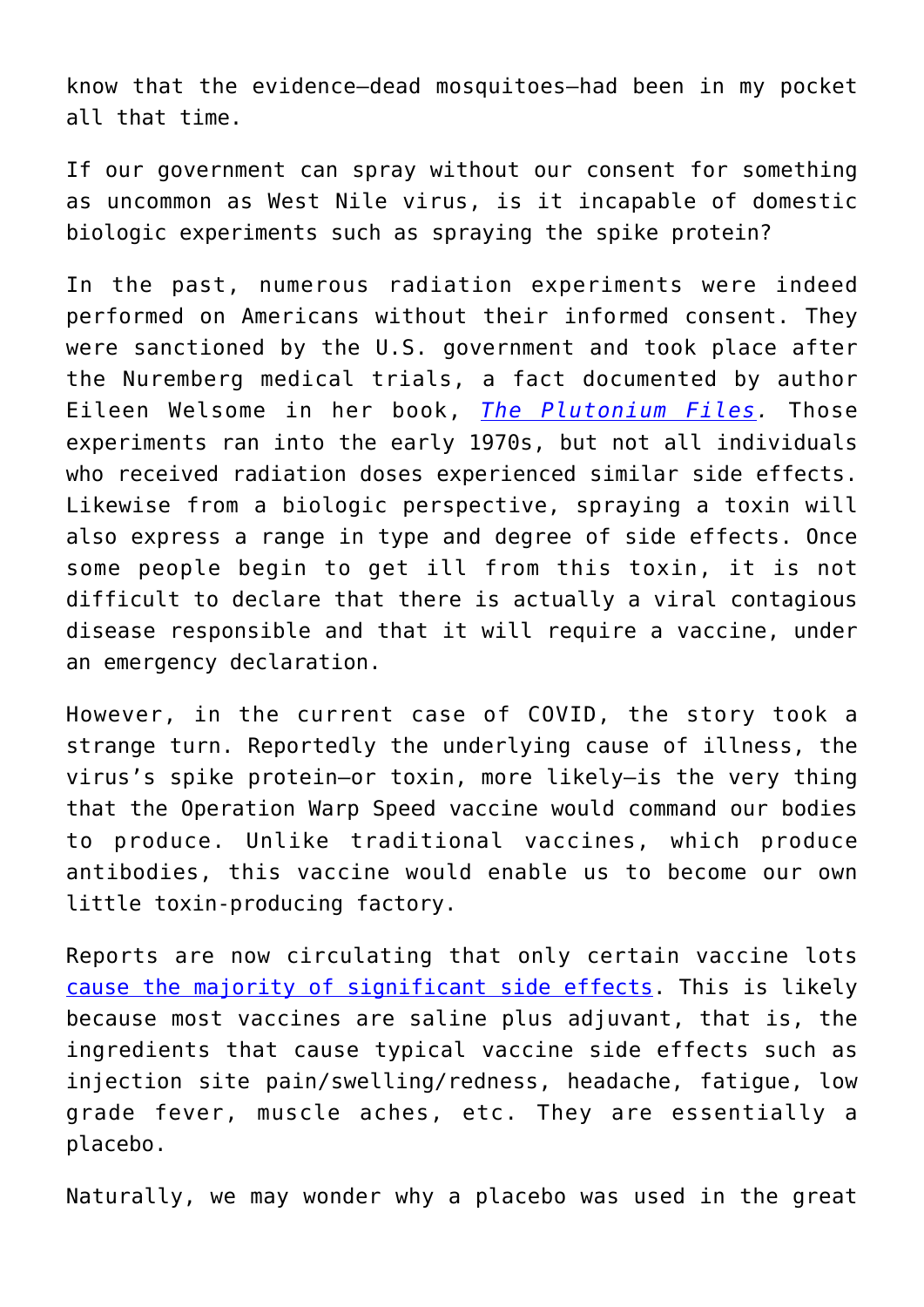know that the evidence—dead mosquitoes—had been in my pocket all that time.

If our government can spray without our consent for something as uncommon as West Nile virus, is it incapable of domestic biologic experiments such as spraying the spike protein?

In the past, numerous radiation experiments were indeed performed on Americans without their informed consent. They were sanctioned by the U.S. government and took place after the Nuremberg medical trials, a fact documented by author Eileen Welsome in her book, [*The Plutonium Files*](). Those experiments ran into the early 1970s, but not all individuals who received radiation doses experienced similar side effects. Likewise from a biologic perspective, spraying a toxin will also express a range in type and degree of side effects. Once some people begin to get ill from this toxin, it is not difficult to declare that there is actually a viral contagious disease responsible and that it will require a vaccine, under an emergency declaration.

However, in the current case of COVID, the story took a strange turn. Reportedly the underlying cause of illness, the virus's spike protein—or toxin, more likely—is the very thing that the Operation Warp Speed vaccine would command our bodies to produce. Unlike traditional vaccines, which produce antibodies, this vaccine would enable us to become our own little toxin-producing factory.

Reports are now circulating that only certain vaccine lots [cause the majority of significant side effects](). This is likely because most vaccines are saline plus adjuvant, that is, the ingredients that cause typical vaccine side effects such as injection site pain/swelling/redness, headache, fatigue, low grade fever, muscle aches, etc. They are essentially a placebo.

Naturally, we may wonder why a placebo was used in the great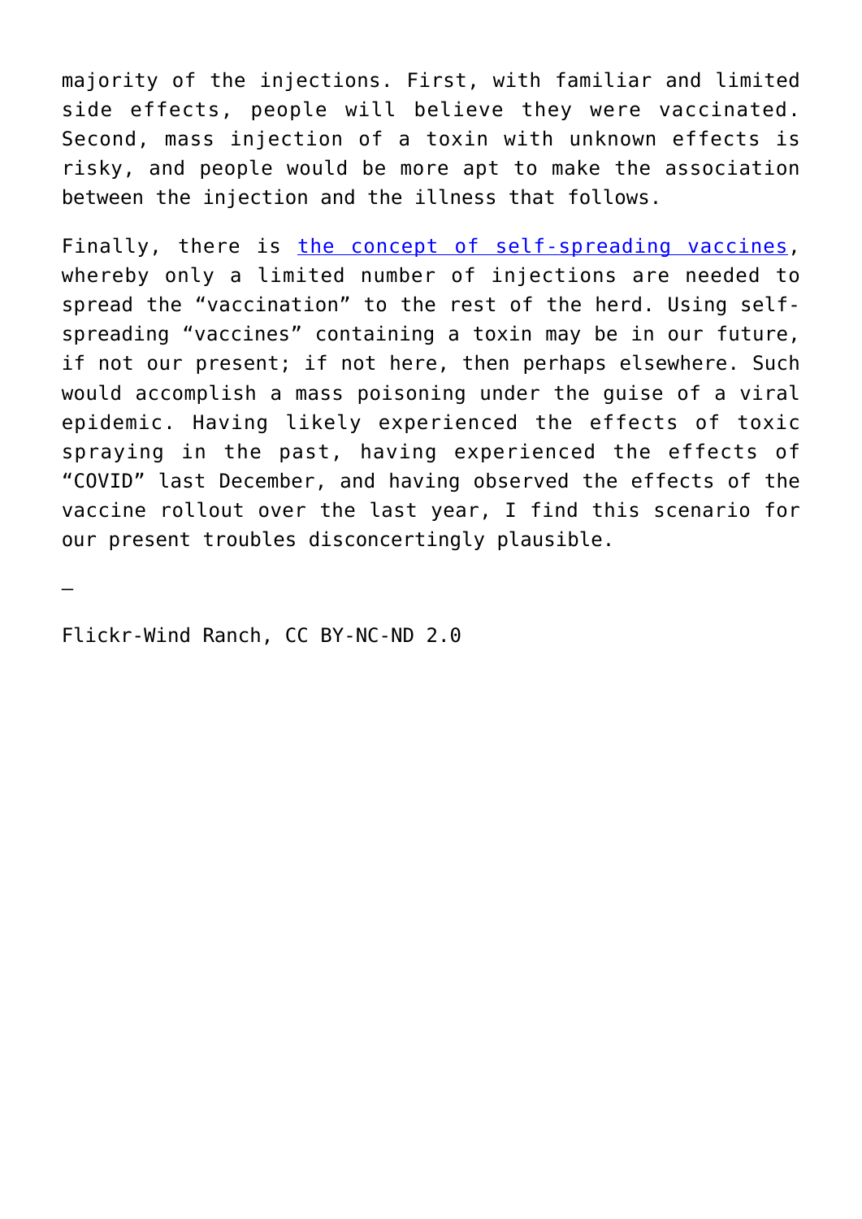majority of the injections. First, with familiar and limited side effects, people will believe they were vaccinated. Second, mass injection of a toxin with unknown effects is risky, and people would be more apt to make the association between the injection and the illness that follows.

Finally, there is [the concept of self-spreading vaccines](), whereby only a limited number of injections are needed to spread the "vaccination" to the rest of the herd. Using self-spreading "vaccines" containing a toxin may be in our future, if not our present; if not here, then perhaps elsewhere. Such would accomplish a mass poisoning under the guise of a viral epidemic. Having likely experienced the effects of toxic spraying in the past, having experienced the effects of "COVID" last December, and having observed the effects of the vaccine rollout over the last year, I find this scenario for our present troubles disconcertingly plausible.

—

Flickr-Wind Ranch, CC BY-NC-ND 2.0